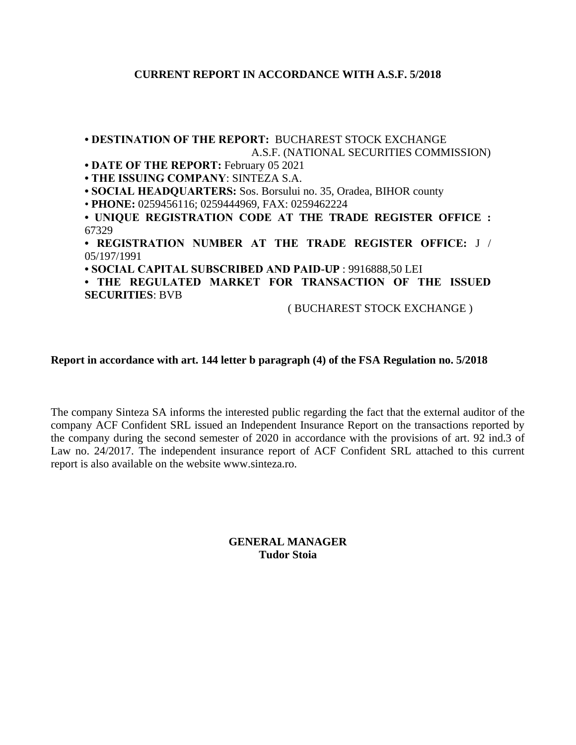**CURRENT REPORT IN ACCORDANCE WITH A.S.F. 5/2018**

- **DESTINATION OF THE REPORT:** BUCHAREST STOCK EXCHANGE
  A.S.F. (NATIONAL SECURITIES COMMISSION)
- **DATE OF THE REPORT:** February 05 2021
- **THE ISSUING COMPANY**: SINTEZA S.A.
- **SOCIAL HEADQUARTERS:** Sos. Borsului no. 35, Oradea, BIHOR county
- **PHONE:** 0259456116; 0259444969, FAX: 0259462224
- **UNIQUE REGISTRATION CODE AT THE TRADE REGISTER OFFICE :** 67329
- **REGISTRATION NUMBER AT THE TRADE REGISTER OFFICE:** J / 05/197/1991
- **SOCIAL CAPITAL SUBSCRIBED AND PAID-UP** : 9916888,50 LEI
- **THE REGULATED MARKET FOR TRANSACTION OF THE ISSUED SECURITIES**: BVB
  ( BUCHAREST STOCK EXCHANGE )

**Report in accordance with art. 144 letter b paragraph (4) of the FSA Regulation no. 5/2018**

The company Sinteza SA informs the interested public regarding the fact that the external auditor of the company ACF Confident SRL issued an Independent Insurance Report on the transactions reported by the company during the second semester of 2020 in accordance with the provisions of art. 92 ind.3 of Law no. 24/2017. The independent insurance report of ACF Confident SRL attached to this current report is also available on the website www.sinteza.ro.

**GENERAL MANAGER**
**Tudor Stoia**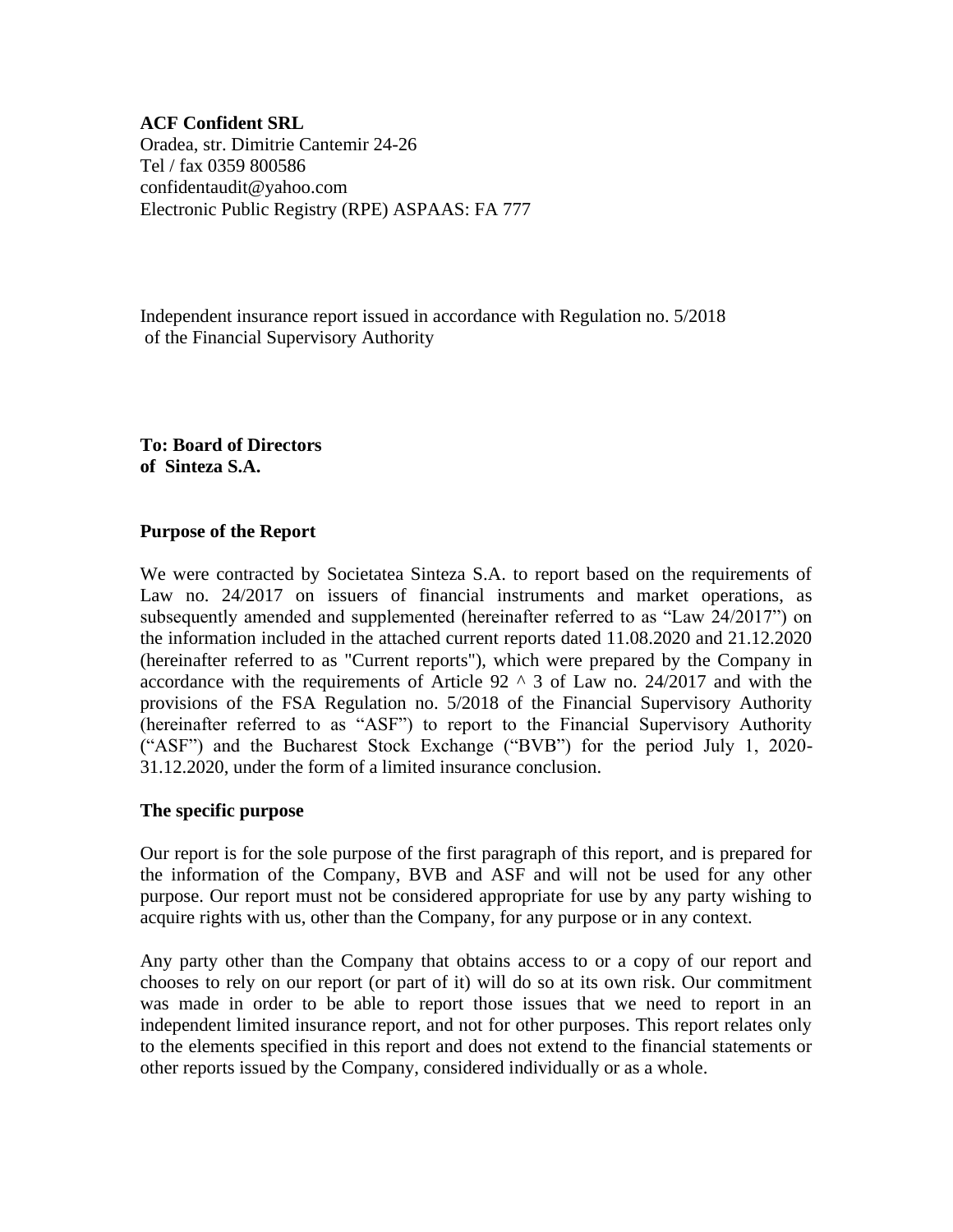**ACF Confident SRL**
Oradea, str. Dimitrie Cantemir 24-26
Tel / fax 0359 800586
confidentaudit@yahoo.com
Electronic Public Registry (RPE) ASPAAS: FA 777

Independent insurance report issued in accordance with Regulation no. 5/2018 of the Financial Supervisory Authority

**To: Board of Directors**
**of Sinteza S.A.**

**Purpose of the Report**

We were contracted by Societatea Sinteza S.A. to report based on the requirements of Law no. 24/2017 on issuers of financial instruments and market operations, as subsequently amended and supplemented (hereinafter referred to as "Law 24/2017") on the information included in the attached current reports dated 11.08.2020 and 21.12.2020 (hereinafter referred to as "Current reports"), which were prepared by the Company in accordance with the requirements of Article 92 ^ 3 of Law no. 24/2017 and with the provisions of the FSA Regulation no. 5/2018 of the Financial Supervisory Authority (hereinafter referred to as "ASF") to report to the Financial Supervisory Authority ("ASF") and the Bucharest Stock Exchange ("BVB") for the period July 1, 2020-31.12.2020, under the form of a limited insurance conclusion.

**The specific purpose**

Our report is for the sole purpose of the first paragraph of this report, and is prepared for the information of the Company, BVB and ASF and will not be used for any other purpose. Our report must not be considered appropriate for use by any party wishing to acquire rights with us, other than the Company, for any purpose or in any context.

Any party other than the Company that obtains access to or a copy of our report and chooses to rely on our report (or part of it) will do so at its own risk. Our commitment was made in order to be able to report those issues that we need to report in an independent limited insurance report, and not for other purposes. This report relates only to the elements specified in this report and does not extend to the financial statements or other reports issued by the Company, considered individually or as a whole.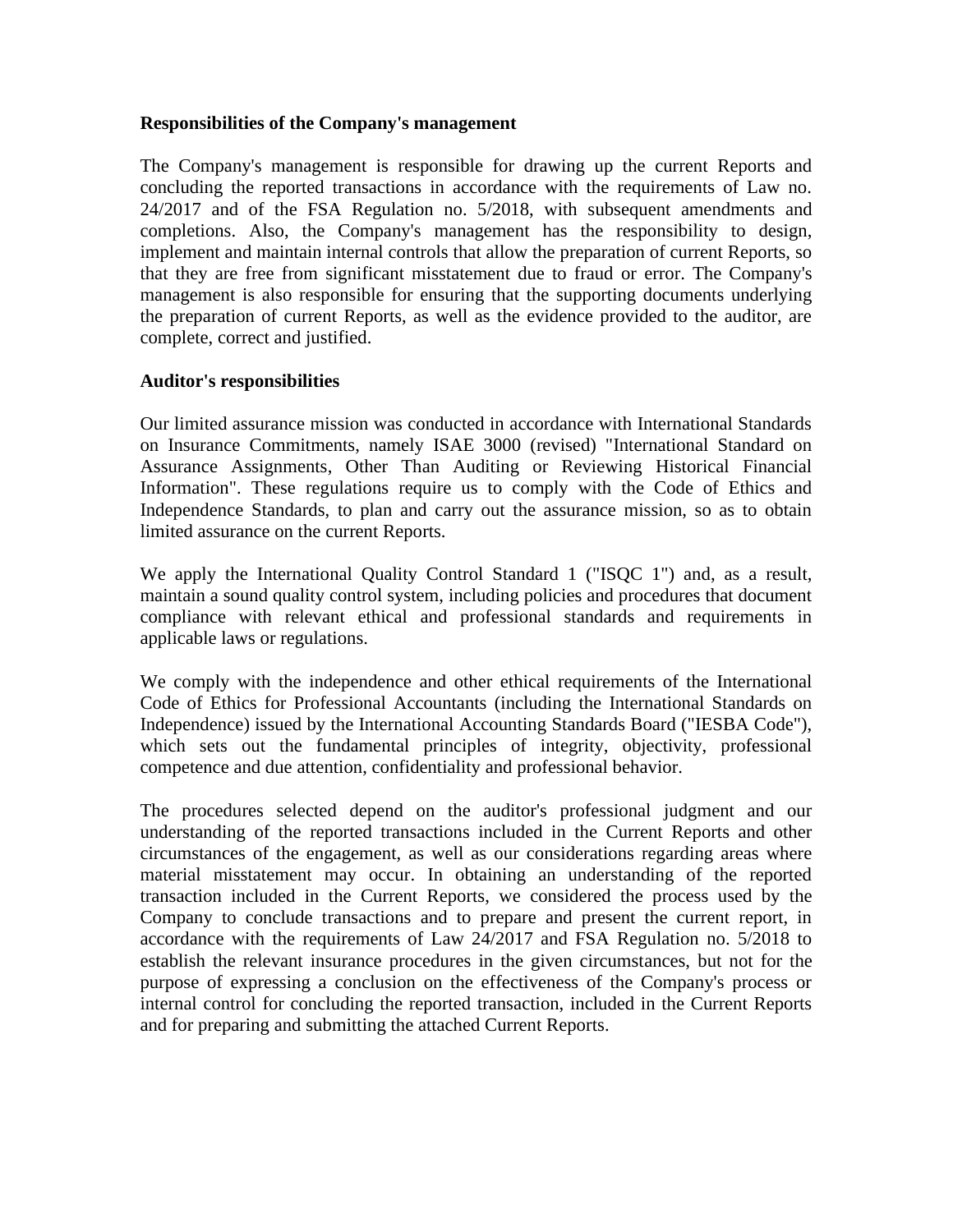**Responsibilities of the Company's management**

The Company's management is responsible for drawing up the current Reports and concluding the reported transactions in accordance with the requirements of Law no. 24/2017 and of the FSA Regulation no. 5/2018, with subsequent amendments and completions. Also, the Company's management has the responsibility to design, implement and maintain internal controls that allow the preparation of current Reports, so that they are free from significant misstatement due to fraud or error. The Company's management is also responsible for ensuring that the supporting documents underlying the preparation of current Reports, as well as the evidence provided to the auditor, are complete, correct and justified.

**Auditor's responsibilities**

Our limited assurance mission was conducted in accordance with International Standards on Insurance Commitments, namely ISAE 3000 (revised) "International Standard on Assurance Assignments, Other Than Auditing or Reviewing Historical Financial Information". These regulations require us to comply with the Code of Ethics and Independence Standards, to plan and carry out the assurance mission, so as to obtain limited assurance on the current Reports.

We apply the International Quality Control Standard 1 ("ISQC 1") and, as a result, maintain a sound quality control system, including policies and procedures that document compliance with relevant ethical and professional standards and requirements in applicable laws or regulations.

We comply with the independence and other ethical requirements of the International Code of Ethics for Professional Accountants (including the International Standards on Independence) issued by the International Accounting Standards Board ("IESBA Code"), which sets out the fundamental principles of integrity, objectivity, professional competence and due attention, confidentiality and professional behavior.

The procedures selected depend on the auditor's professional judgment and our understanding of the reported transactions included in the Current Reports and other circumstances of the engagement, as well as our considerations regarding areas where material misstatement may occur. In obtaining an understanding of the reported transaction included in the Current Reports, we considered the process used by the Company to conclude transactions and to prepare and present the current report, in accordance with the requirements of Law 24/2017 and FSA Regulation no. 5/2018 to establish the relevant insurance procedures in the given circumstances, but not for the purpose of expressing a conclusion on the effectiveness of the Company's process or internal control for concluding the reported transaction, included in the Current Reports and for preparing and submitting the attached Current Reports.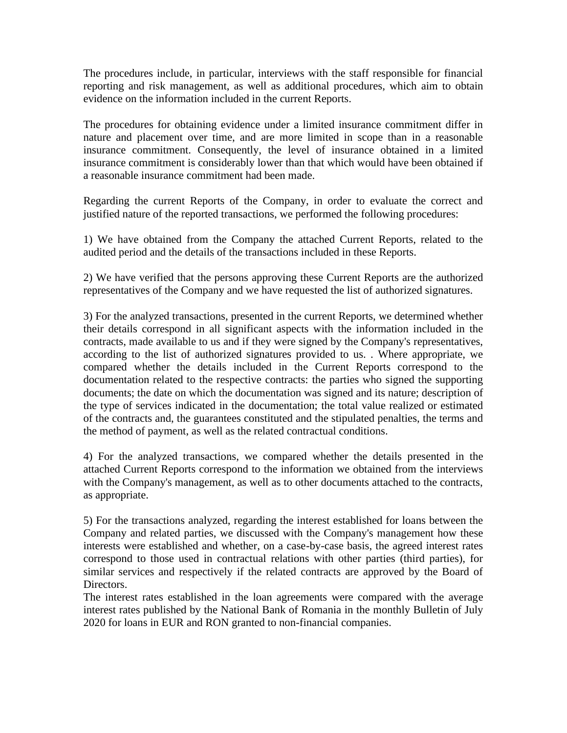The procedures include, in particular, interviews with the staff responsible for financial reporting and risk management, as well as additional procedures, which aim to obtain evidence on the information included in the current Reports.

The procedures for obtaining evidence under a limited insurance commitment differ in nature and placement over time, and are more limited in scope than in a reasonable insurance commitment. Consequently, the level of insurance obtained in a limited insurance commitment is considerably lower than that which would have been obtained if a reasonable insurance commitment had been made.

Regarding the current Reports of the Company, in order to evaluate the correct and justified nature of the reported transactions, we performed the following procedures:

1) We have obtained from the Company the attached Current Reports, related to the audited period and the details of the transactions included in these Reports.

2) We have verified that the persons approving these Current Reports are the authorized representatives of the Company and we have requested the list of authorized signatures.

3) For the analyzed transactions, presented in the current Reports, we determined whether their details correspond in all significant aspects with the information included in the contracts, made available to us and if they were signed by the Company's representatives, according to the list of authorized signatures provided to us. . Where appropriate, we compared whether the details included in the Current Reports correspond to the documentation related to the respective contracts: the parties who signed the supporting documents; the date on which the documentation was signed and its nature; description of the type of services indicated in the documentation; the total value realized or estimated of the contracts and, the guarantees constituted and the stipulated penalties, the terms and the method of payment, as well as the related contractual conditions.

4) For the analyzed transactions, we compared whether the details presented in the attached Current Reports correspond to the information we obtained from the interviews with the Company's management, as well as to other documents attached to the contracts, as appropriate.

5) For the transactions analyzed, regarding the interest established for loans between the Company and related parties, we discussed with the Company's management how these interests were established and whether, on a case-by-case basis, the agreed interest rates correspond to those used in contractual relations with other parties (third parties), for similar services and respectively if the related contracts are approved by the Board of Directors.
The interest rates established in the loan agreements were compared with the average interest rates published by the National Bank of Romania in the monthly Bulletin of July 2020 for loans in EUR and RON granted to non-financial companies.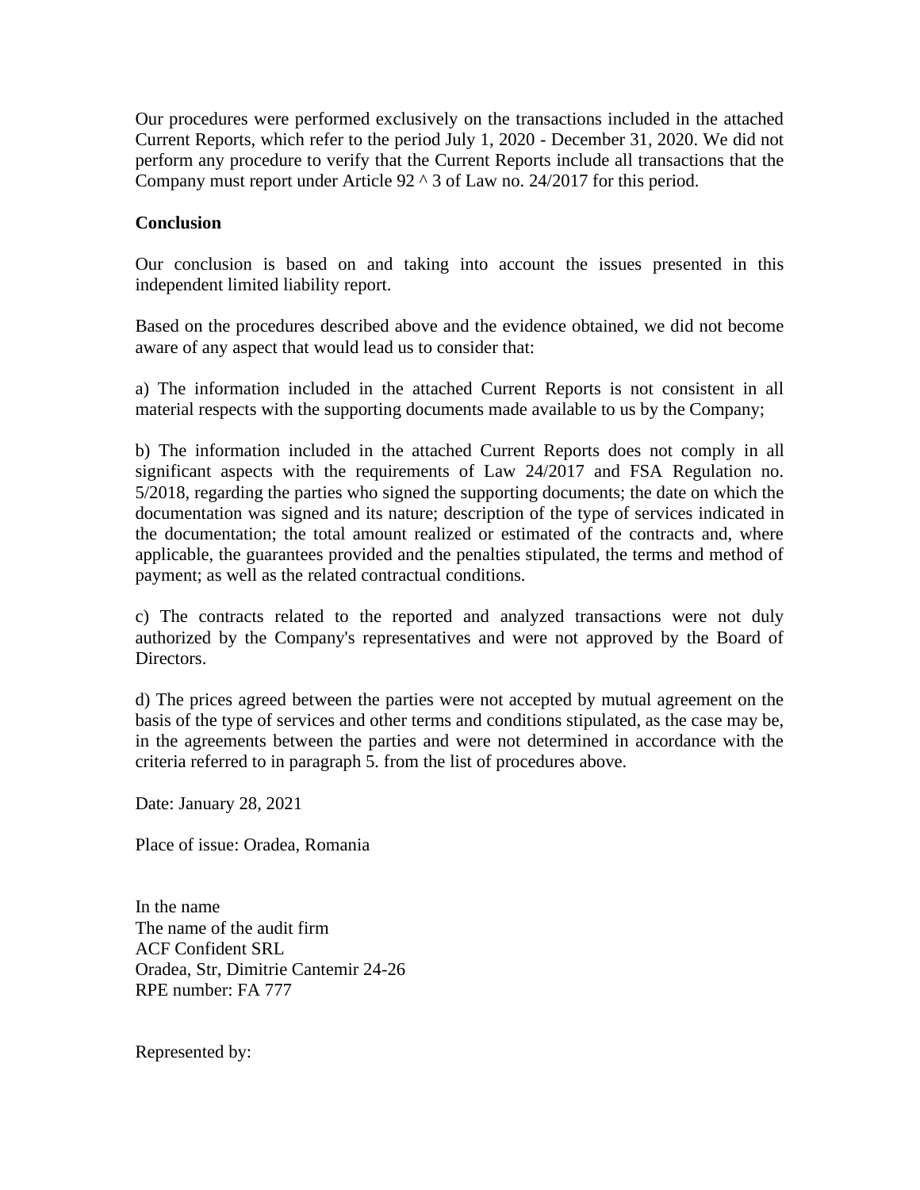Our procedures were performed exclusively on the transactions included in the attached Current Reports, which refer to the period July 1, 2020 - December 31, 2020. We did not perform any procedure to verify that the Current Reports include all transactions that the Company must report under Article 92 ^ 3 of Law no. 24/2017 for this period.

**Conclusion**

Our conclusion is based on and taking into account the issues presented in this independent limited liability report.

Based on the procedures described above and the evidence obtained, we did not become aware of any aspect that would lead us to consider that:

a) The information included in the attached Current Reports is not consistent in all material respects with the supporting documents made available to us by the Company;

b) The information included in the attached Current Reports does not comply in all significant aspects with the requirements of Law 24/2017 and FSA Regulation no. 5/2018, regarding the parties who signed the supporting documents; the date on which the documentation was signed and its nature; description of the type of services indicated in the documentation; the total amount realized or estimated of the contracts and, where applicable, the guarantees provided and the penalties stipulated, the terms and method of payment; as well as the related contractual conditions.

c) The contracts related to the reported and analyzed transactions were not duly authorized by the Company's representatives and were not approved by the Board of Directors.

d) The prices agreed between the parties were not accepted by mutual agreement on the basis of the type of services and other terms and conditions stipulated, as the case may be, in the agreements between the parties and were not determined in accordance with the criteria referred to in paragraph 5. from the list of procedures above.

Date: January 28, 2021

Place of issue: Oradea, Romania

In the name
The name of the audit firm
ACF Confident SRL
Oradea, Str, Dimitrie Cantemir 24-26
RPE number: FA 777

Represented by: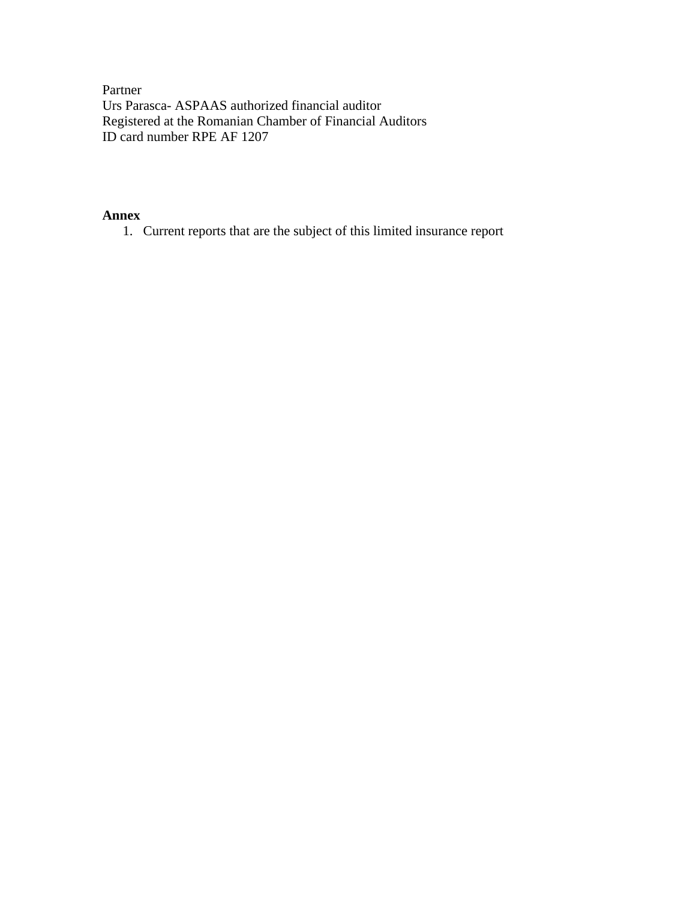Partner
Urs Parasca- ASPAAS authorized financial auditor
Registered at the Romanian Chamber of Financial Auditors
ID card number RPE AF 1207

**Annex**

1. Current reports that are the subject of this limited insurance report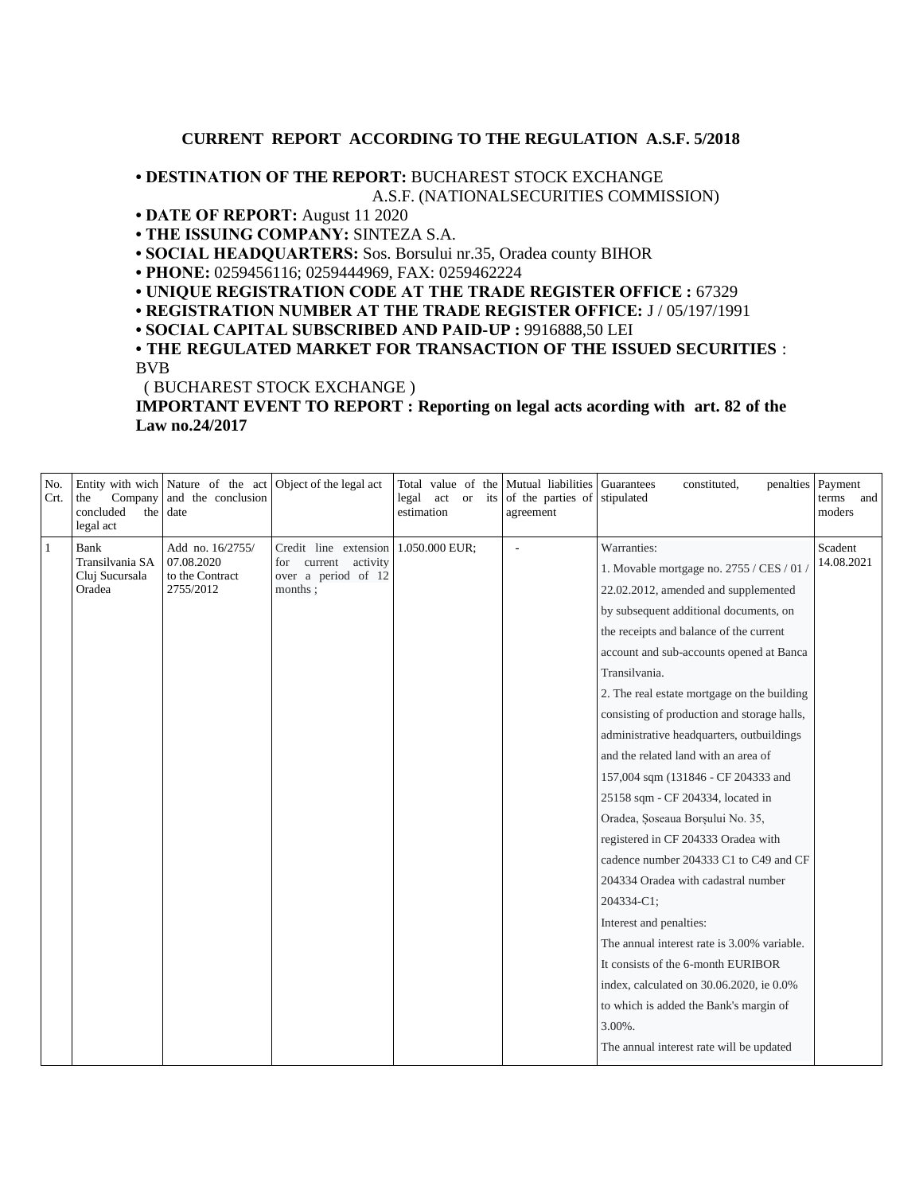**CURRENT REPORT ACCORDING TO THE REGULATION A.S.F. 5/2018**

- **DESTINATION OF THE REPORT:** BUCHAREST STOCK EXCHANGE
  A.S.F. (NATIONALSECURITIES COMMISSION)
- **DATE OF REPORT:** August 11 2020
- **THE ISSUING COMPANY:** SINTEZA S.A.
- **SOCIAL HEADQUARTERS:** Sos. Borsului nr.35, Oradea county BIHOR
- **PHONE:** 0259456116; 0259444969, FAX: 0259462224
- **UNIQUE REGISTRATION CODE AT THE TRADE REGISTER OFFICE :** 67329
- **REGISTRATION NUMBER AT THE TRADE REGISTER OFFICE:** J / 05/197/1991
- **SOCIAL CAPITAL SUBSCRIBED AND PAID-UP :** 9916888,50 LEI
- **THE REGULATED MARKET FOR TRANSACTION OF THE ISSUED SECURITIES** : BVB
  ( BUCHAREST STOCK EXCHANGE )

**IMPORTANT EVENT TO REPORT : Reporting on legal acts acording with art. 82 of the Law no.24/2017**

| No. Crt. | Entity with wich the Company concluded the legal act | Nature of the act and the conclusion date | Object of the legal act | Total value of the legal act or its estimation | Mutual liabilities of the parties of agreement | Guarantees constituted, penalties stipulated | Payment terms and moders |
|---|---|---|---|---|---|---|---|
| 1 | Bank Transilvania SA Cluj Sucursala Oradea | Add no. 16/2755/ 07.08.2020 to the Contract 2755/2012 | Credit line extension for current activity over a period of 12 months ; | 1.050.000 EUR; | - | Warranties:<br>1. Movable mortgage no. 2755 / CES / 01 / 22.02.2012, amended and supplemented by subsequent additional documents, on the receipts and balance of the current account and sub-accounts opened at Banca Transilvania.<br>2. The real estate mortgage on the building consisting of production and storage halls, administrative headquarters, outbuildings and the related land with an area of 157,004 sqm (131846 - CF 204333 and 25158 sqm - CF 204334, located in Oradea, Șoseaua Borșului No. 35, registered in CF 204333 Oradea with cadence number 204333 C1 to C49 and CF 204334 Oradea with cadastral number 204334-C1;<br>Interest and penalties:<br>The annual interest rate is 3.00% variable. It consists of the 6-month EURIBOR index, calculated on 30.06.2020, ie 0.0% to which is added the Bank's margin of 3.00%.<br>The annual interest rate will be updated | Scadent 14.08.2021 |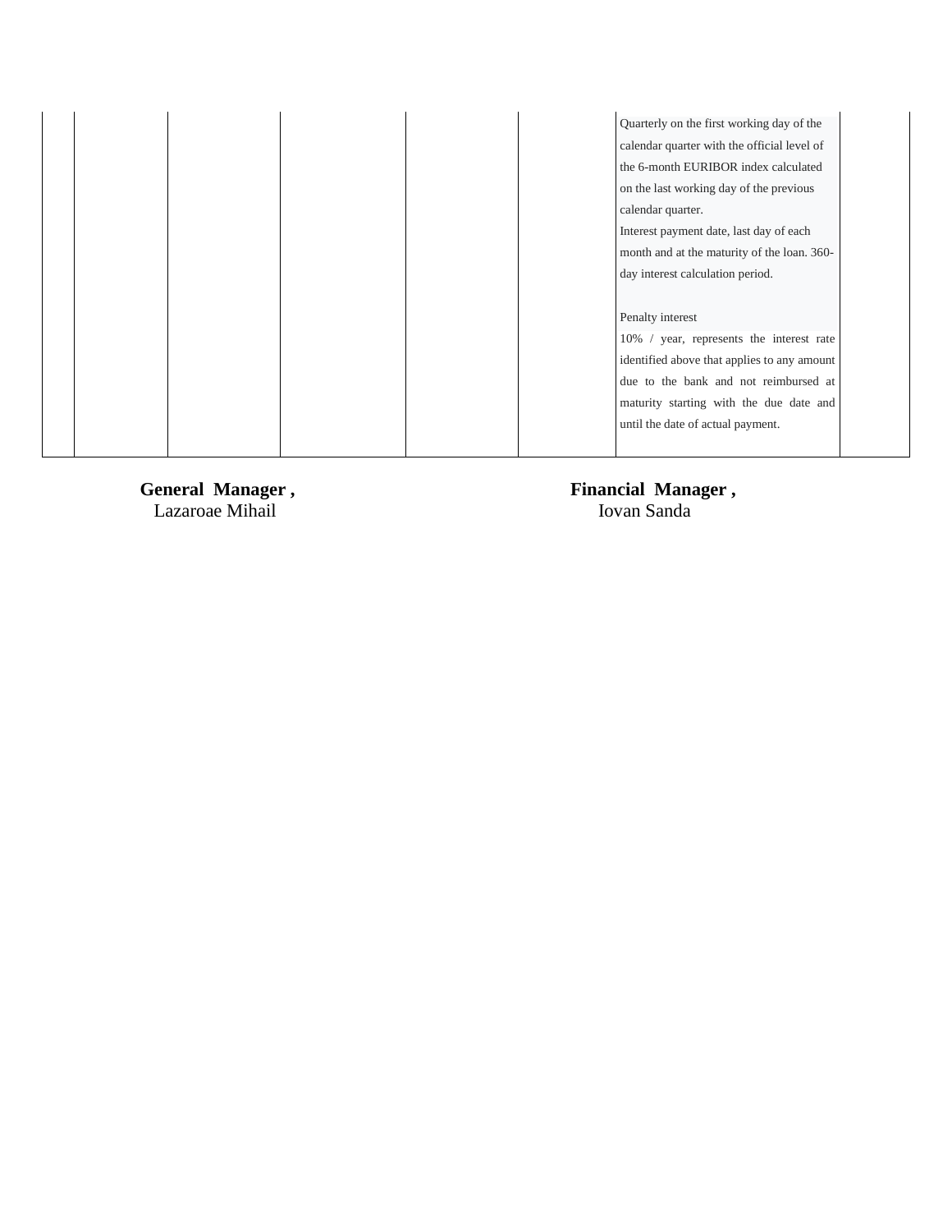| | | | | | | | |
|---|---|---|---|---|---|---|---|
| | | | | | | Quarterly on the first working day of the calendar quarter with the official level of the 6-month EURIBOR index calculated on the last working day of the previous calendar quarter.<br>Interest payment date, last day of each month and at the maturity of the loan. 360-day interest calculation period.<br><br>Penalty interest<br>10% / year, represents the interest rate identified above that applies to any amount due to the bank and not reimbursed at maturity starting with the due date and until the date of actual payment. | |

**General Manager ,**
Lazaroae Mihail

**Financial Manager ,**
Iovan Sanda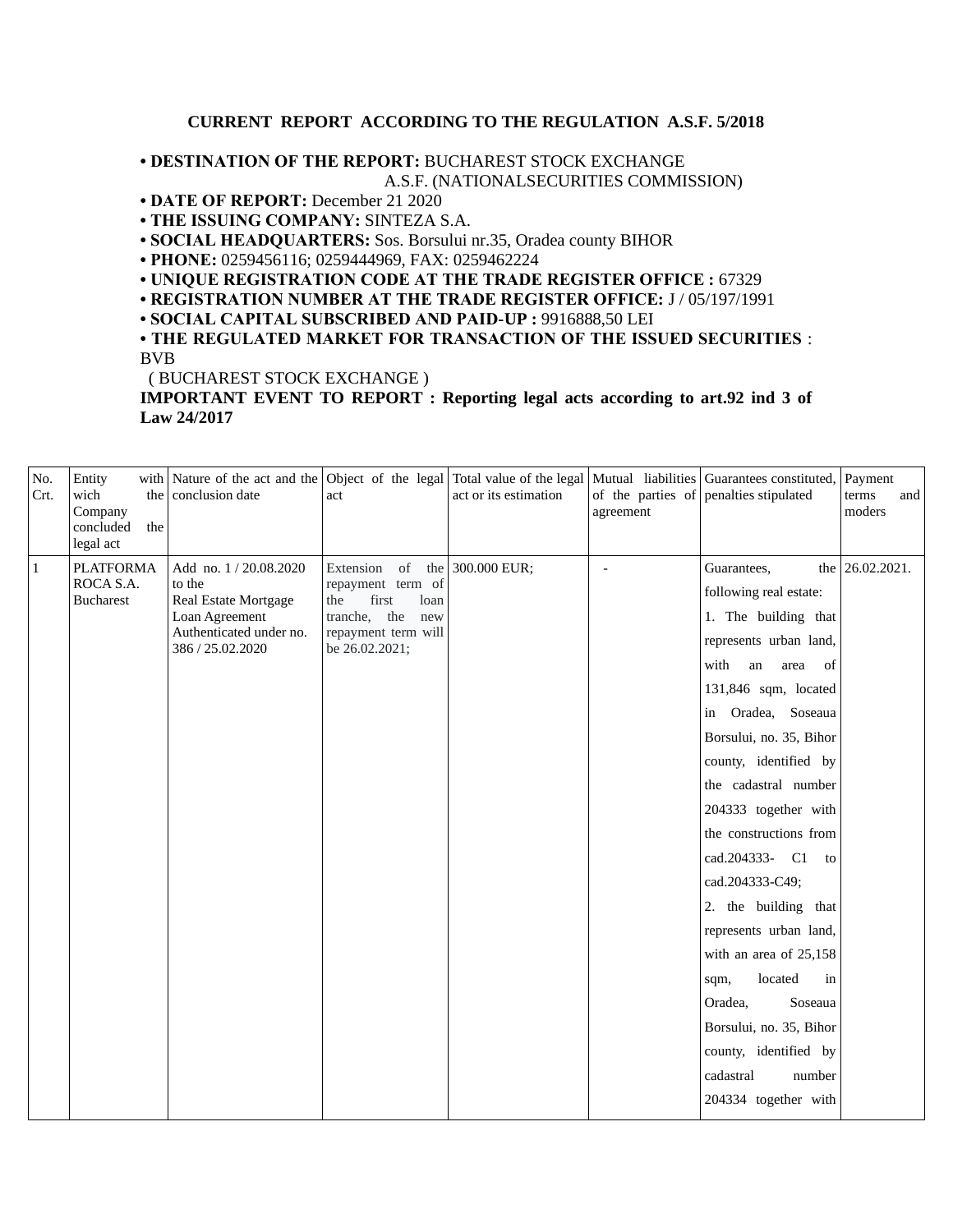**CURRENT REPORT ACCORDING TO THE REGULATION A.S.F. 5/2018**

- **DESTINATION OF THE REPORT:** BUCHAREST STOCK EXCHANGE
  A.S.F. (NATIONALSECURITIES COMMISSION)
- **DATE OF REPORT:** December 21 2020
- **THE ISSUING COMPANY:** SINTEZA S.A.
- **SOCIAL HEADQUARTERS:** Sos. Borsului nr.35, Oradea county BIHOR
- **PHONE:** 0259456116; 0259444969, FAX: 0259462224
- **UNIQUE REGISTRATION CODE AT THE TRADE REGISTER OFFICE :** 67329
- **REGISTRATION NUMBER AT THE TRADE REGISTER OFFICE:** J / 05/197/1991
- **SOCIAL CAPITAL SUBSCRIBED AND PAID-UP :** 9916888,50 LEI
- **THE REGULATED MARKET FOR TRANSACTION OF THE ISSUED SECURITIES** : BVB
  ( BUCHAREST STOCK EXCHANGE )

**IMPORTANT EVENT TO REPORT : Reporting legal acts according to art.92 ind 3 of Law 24/2017**

| No. Crt. | Entity with wich the Company concluded the legal act | Nature of the act and the conclusion date | Object of the legal act | Total value of the legal act or its estimation | Mutual liabilities of the parties of agreement | Guarantees constituted, penalties stipulated | Payment terms and moders |
|---|---|---|---|---|---|---|---|
| 1 | PLATFORMA ROCA S.A. Bucharest | Add no. 1 / 20.08.2020 to the Real Estate Mortgage Loan Agreement Authenticated under no. 386 / 25.02.2020 | Extension of the repayment term of the first loan tranche, the new repayment term will be 26.02.2021; | 300.000 EUR; | - | Guarantees, the following real estate: 1. The building that represents urban land, with an area of 131,846 sqm, located in Oradea, Soseaua Borsului, no. 35, Bihor county, identified by the cadastral number 204333 together with the constructions from cad.204333- C1 to cad.204333-C49; 2. the building that represents urban land, with an area of 25,158 sqm, located in Oradea, Soseaua Borsului, no. 35, Bihor county, identified by cadastral number 204334 together with | 26.02.2021. |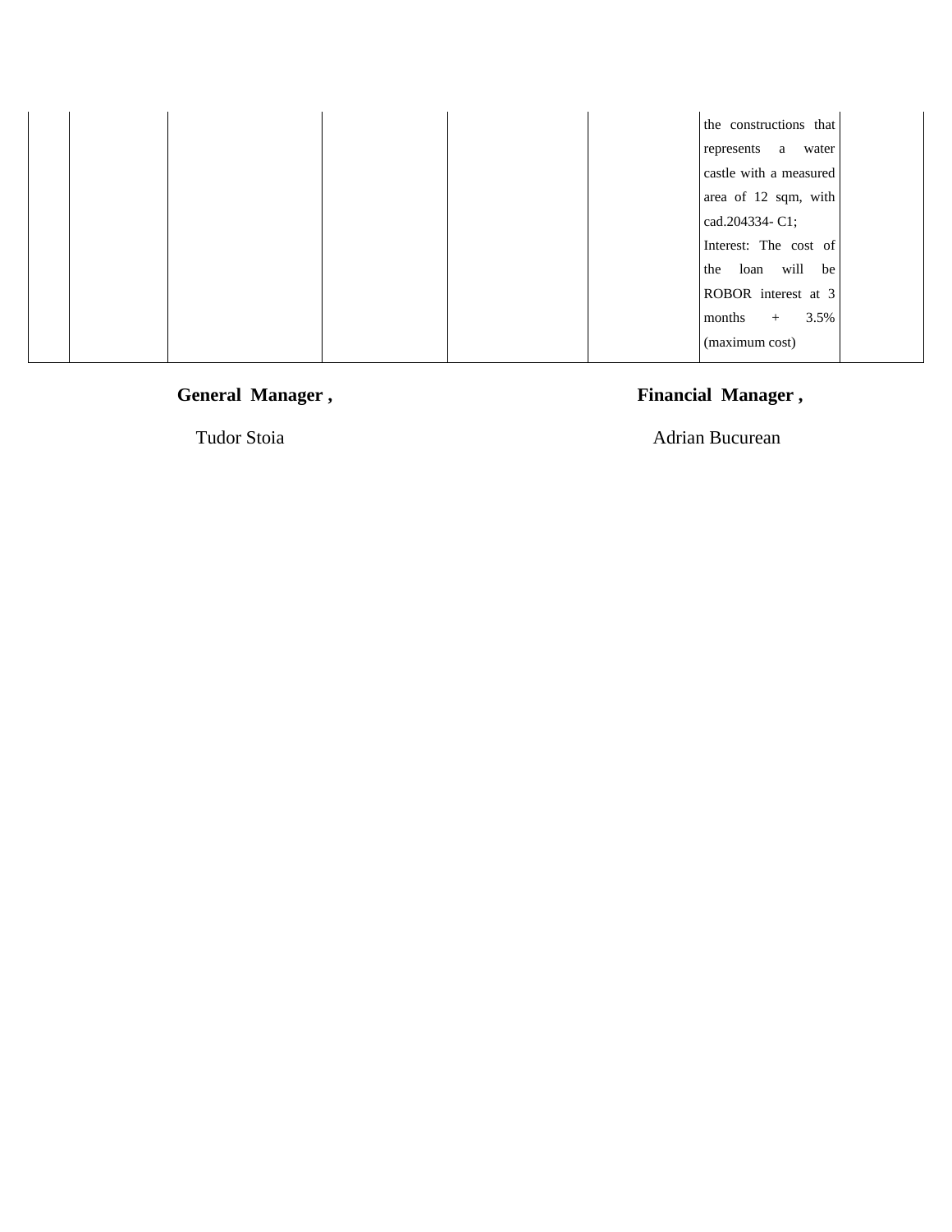| | | | | | | | |
|---|---|---|---|---|---|---|---|
| | | | | | | the constructions that represents a water castle with a measured area of 12 sqm, with cad.204334- C1;<br>Interest: The cost of the loan will be ROBOR interest at 3 months + 3.5% (maximum cost) | |

**General Manager ,**

Tudor Stoia

**Financial Manager ,**

Adrian Bucurean